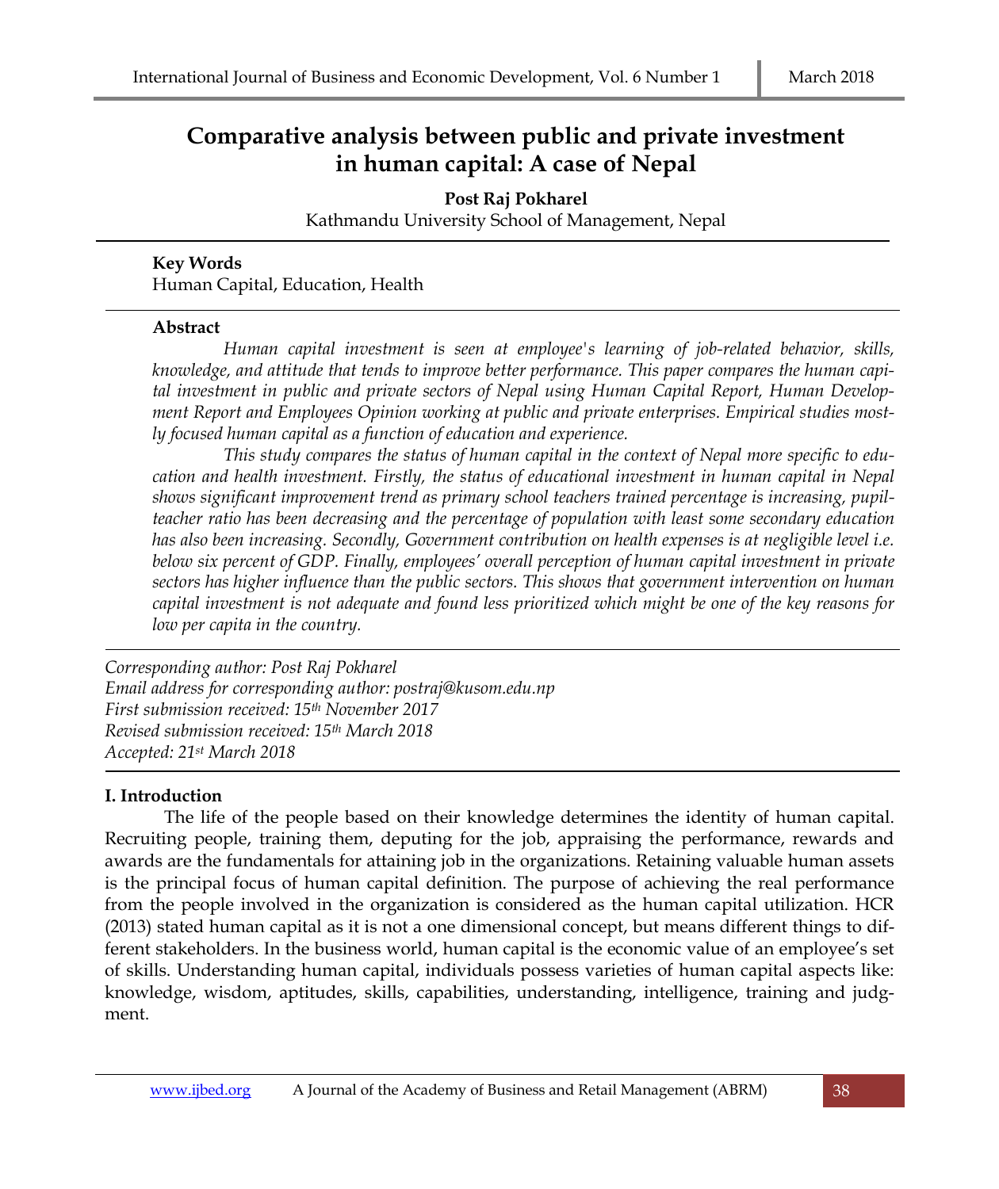# Comparative analysis between public and private investment in human capital: A case of Nepal

**Post Raj Pokharel**
Kathmandu University School of Management, Nepal

**Key Words**
Human Capital, Education, Health

**Abstract**

*Human capital investment is seen at employee's learning of job-related behavior, skills, knowledge, and attitude that tends to improve better performance. This paper compares the human capital investment in public and private sectors of Nepal using Human Capital Report, Human Development Report and Employees Opinion working at public and private enterprises. Empirical studies mostly focused human capital as a function of education and experience.*

*This study compares the status of human capital in the context of Nepal more specific to education and health investment. Firstly, the status of educational investment in human capital in Nepal shows significant improvement trend as primary school teachers trained percentage is increasing, pupil-teacher ratio has been decreasing and the percentage of population with least some secondary education has also been increasing. Secondly, Government contribution on health expenses is at negligible level i.e. below six percent of GDP. Finally, employees' overall perception of human capital investment in private sectors has higher influence than the public sectors. This shows that government intervention on human capital investment is not adequate and found less prioritized which might be one of the key reasons for low per capita in the country.*

*Corresponding author: Post Raj Pokharel*
*Email address for corresponding author: postraj@kusom.edu.np*
*First submission received: 15th November 2017*
*Revised submission received: 15th March 2018*
*Accepted: 21st March 2018*

## I. Introduction

The life of the people based on their knowledge determines the identity of human capital. Recruiting people, training them, deputing for the job, appraising the performance, rewards and awards are the fundamentals for attaining job in the organizations. Retaining valuable human assets is the principal focus of human capital definition. The purpose of achieving the real performance from the people involved in the organization is considered as the human capital utilization. HCR (2013) stated human capital as it is not a one dimensional concept, but means different things to different stakeholders. In the business world, human capital is the economic value of an employee's set of skills. Understanding human capital, individuals possess varieties of human capital aspects like: knowledge, wisdom, aptitudes, skills, capabilities, understanding, intelligence, training and judgment.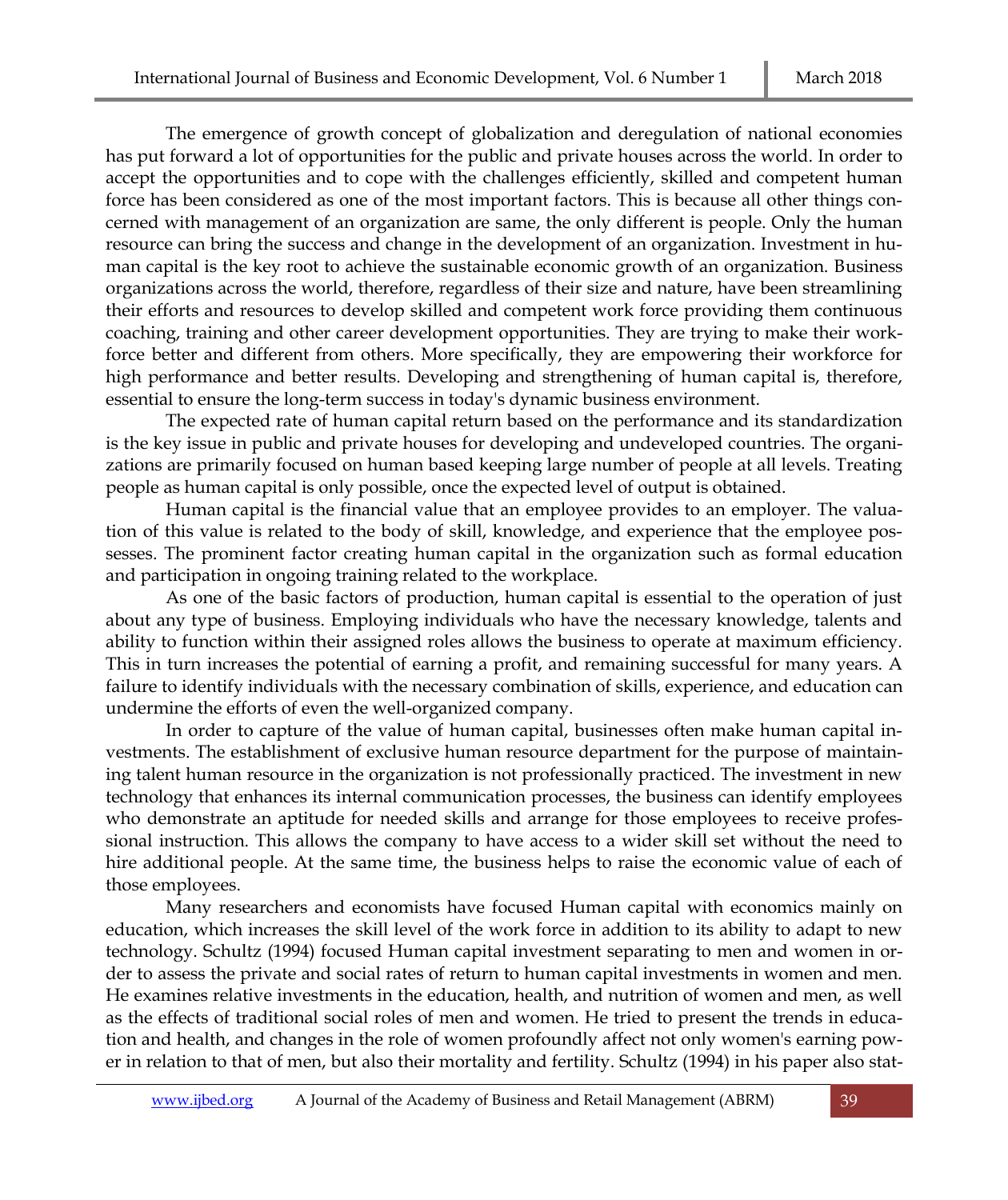The emergence of growth concept of globalization and deregulation of national economies has put forward a lot of opportunities for the public and private houses across the world. In order to accept the opportunities and to cope with the challenges efficiently, skilled and competent human force has been considered as one of the most important factors. This is because all other things concerned with management of an organization are same, the only different is people. Only the human resource can bring the success and change in the development of an organization. Investment in human capital is the key root to achieve the sustainable economic growth of an organization. Business organizations across the world, therefore, regardless of their size and nature, have been streamlining their efforts and resources to develop skilled and competent work force providing them continuous coaching, training and other career development opportunities. They are trying to make their workforce better and different from others. More specifically, they are empowering their workforce for high performance and better results. Developing and strengthening of human capital is, therefore, essential to ensure the long-term success in today's dynamic business environment.

The expected rate of human capital return based on the performance and its standardization is the key issue in public and private houses for developing and undeveloped countries. The organizations are primarily focused on human based keeping large number of people at all levels. Treating people as human capital is only possible, once the expected level of output is obtained.

Human capital is the financial value that an employee provides to an employer. The valuation of this value is related to the body of skill, knowledge, and experience that the employee possesses. The prominent factor creating human capital in the organization such as formal education and participation in ongoing training related to the workplace.

As one of the basic factors of production, human capital is essential to the operation of just about any type of business. Employing individuals who have the necessary knowledge, talents and ability to function within their assigned roles allows the business to operate at maximum efficiency. This in turn increases the potential of earning a profit, and remaining successful for many years. A failure to identify individuals with the necessary combination of skills, experience, and education can undermine the efforts of even the well-organized company.

In order to capture of the value of human capital, businesses often make human capital investments. The establishment of exclusive human resource department for the purpose of maintaining talent human resource in the organization is not professionally practiced. The investment in new technology that enhances its internal communication processes, the business can identify employees who demonstrate an aptitude for needed skills and arrange for those employees to receive professional instruction. This allows the company to have access to a wider skill set without the need to hire additional people. At the same time, the business helps to raise the economic value of each of those employees.

Many researchers and economists have focused Human capital with economics mainly on education, which increases the skill level of the work force in addition to its ability to adapt to new technology. Schultz (1994) focused Human capital investment separating to men and women in order to assess the private and social rates of return to human capital investments in women and men. He examines relative investments in the education, health, and nutrition of women and men, as well as the effects of traditional social roles of men and women. He tried to present the trends in education and health, and changes in the role of women profoundly affect not only women's earning power in relation to that of men, but also their mortality and fertility. Schultz (1994) in his paper also stat-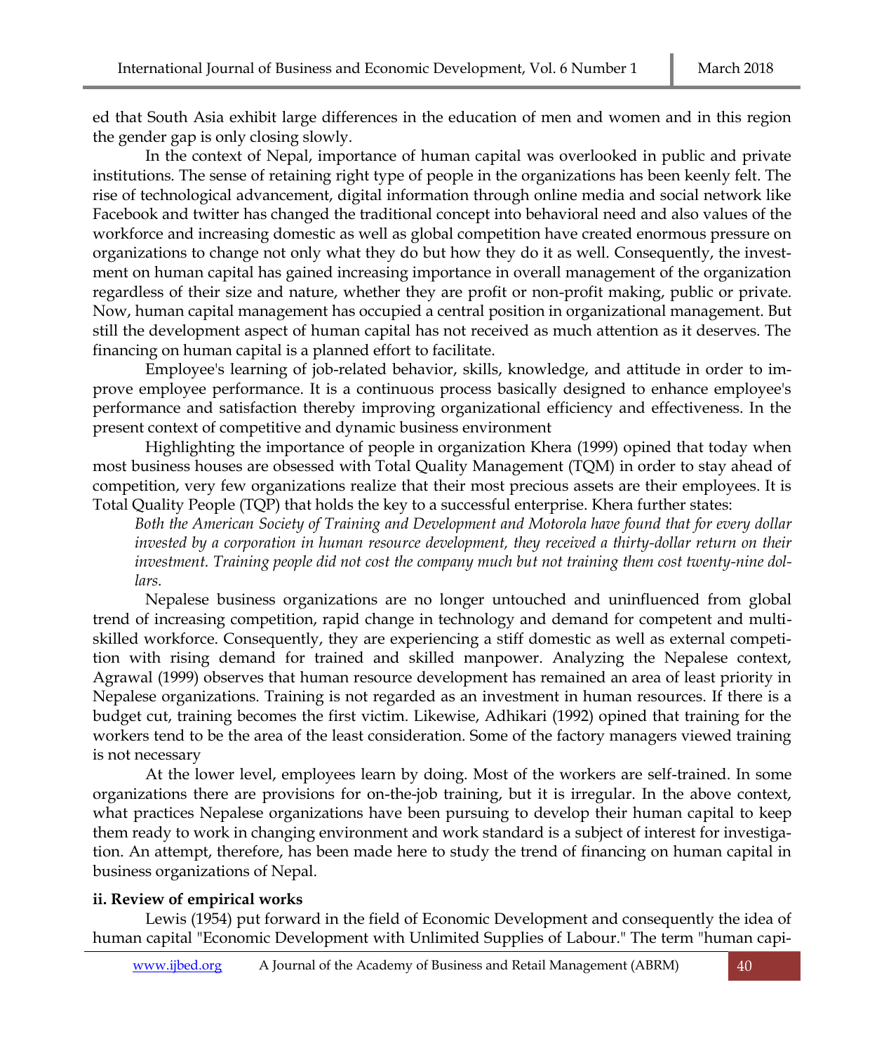ed that South Asia exhibit large differences in the education of men and women and in this region the gender gap is only closing slowly.

In the context of Nepal, importance of human capital was overlooked in public and private institutions. The sense of retaining right type of people in the organizations has been keenly felt. The rise of technological advancement, digital information through online media and social network like Facebook and twitter has changed the traditional concept into behavioral need and also values of the workforce and increasing domestic as well as global competition have created enormous pressure on organizations to change not only what they do but how they do it as well. Consequently, the investment on human capital has gained increasing importance in overall management of the organization regardless of their size and nature, whether they are profit or non-profit making, public or private. Now, human capital management has occupied a central position in organizational management. But still the development aspect of human capital has not received as much attention as it deserves. The financing on human capital is a planned effort to facilitate.

Employee's learning of job-related behavior, skills, knowledge, and attitude in order to improve employee performance. It is a continuous process basically designed to enhance employee's performance and satisfaction thereby improving organizational efficiency and effectiveness. In the present context of competitive and dynamic business environment

Highlighting the importance of people in organization Khera (1999) opined that today when most business houses are obsessed with Total Quality Management (TQM) in order to stay ahead of competition, very few organizations realize that their most precious assets are their employees. It is Total Quality People (TQP) that holds the key to a successful enterprise. Khera further states:

*Both the American Society of Training and Development and Motorola have found that for every dollar invested by a corporation in human resource development, they received a thirty-dollar return on their investment. Training people did not cost the company much but not training them cost twenty-nine dollars.*

Nepalese business organizations are no longer untouched and uninfluenced from global trend of increasing competition, rapid change in technology and demand for competent and multi-skilled workforce. Consequently, they are experiencing a stiff domestic as well as external competition with rising demand for trained and skilled manpower. Analyzing the Nepalese context, Agrawal (1999) observes that human resource development has remained an area of least priority in Nepalese organizations. Training is not regarded as an investment in human resources. If there is a budget cut, training becomes the first victim. Likewise, Adhikari (1992) opined that training for the workers tend to be the area of the least consideration. Some of the factory managers viewed training is not necessary

At the lower level, employees learn by doing. Most of the workers are self-trained. In some organizations there are provisions for on-the-job training, but it is irregular. In the above context, what practices Nepalese organizations have been pursuing to develop their human capital to keep them ready to work in changing environment and work standard is a subject of interest for investigation. An attempt, therefore, has been made here to study the trend of financing on human capital in business organizations of Nepal.

**ii. Review of empirical works**

Lewis (1954) put forward in the field of Economic Development and consequently the idea of human capital "Economic Development with Unlimited Supplies of Labour." The term "human capi-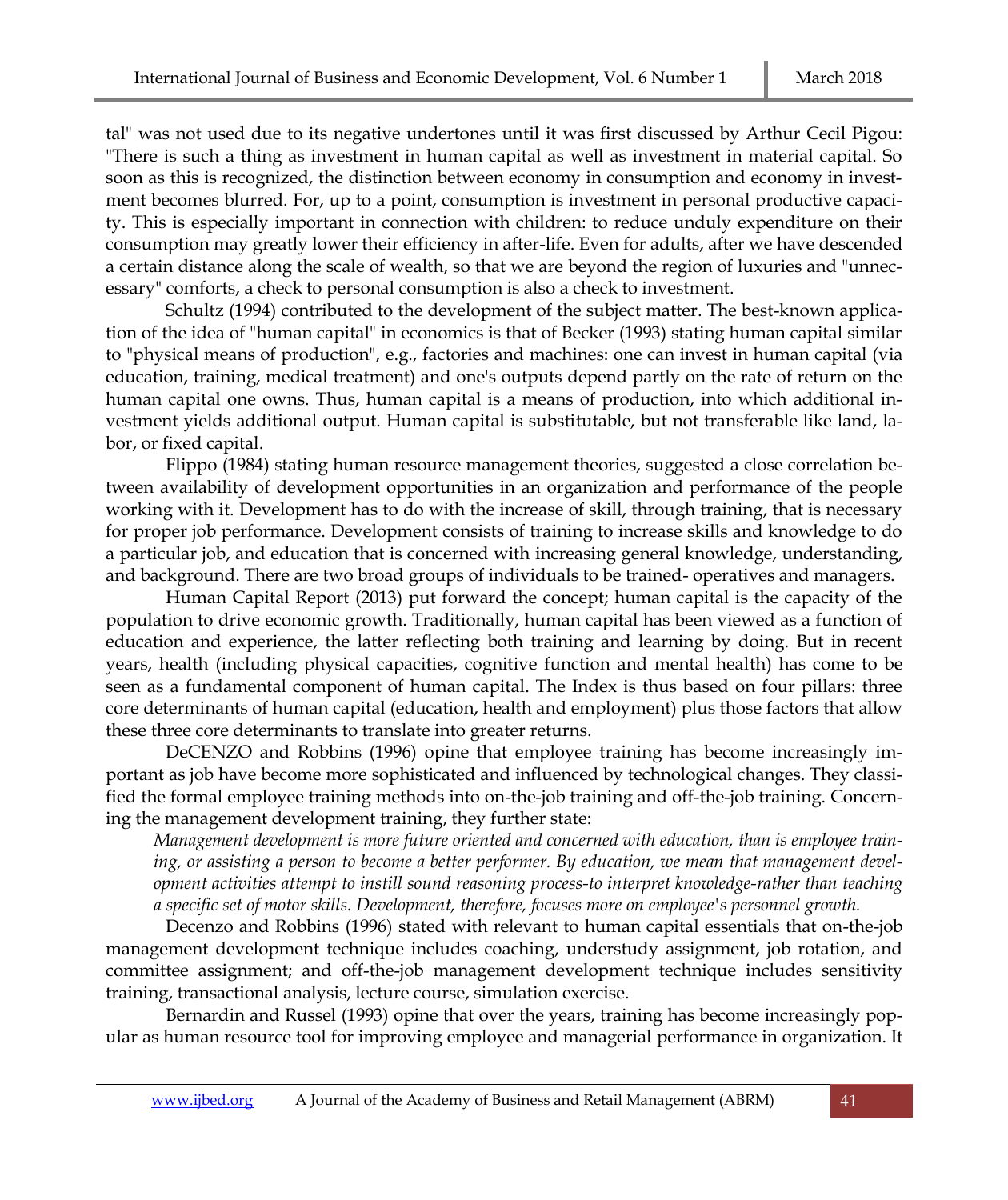tal" was not used due to its negative undertones until it was first discussed by Arthur Cecil Pigou: "There is such a thing as investment in human capital as well as investment in material capital. So soon as this is recognized, the distinction between economy in consumption and economy in investment becomes blurred. For, up to a point, consumption is investment in personal productive capacity. This is especially important in connection with children: to reduce unduly expenditure on their consumption may greatly lower their efficiency in after-life. Even for adults, after we have descended a certain distance along the scale of wealth, so that we are beyond the region of luxuries and "unnecessary" comforts, a check to personal consumption is also a check to investment.

Schultz (1994) contributed to the development of the subject matter. The best-known application of the idea of "human capital" in economics is that of Becker (1993) stating human capital similar to "physical means of production", e.g., factories and machines: one can invest in human capital (via education, training, medical treatment) and one's outputs depend partly on the rate of return on the human capital one owns. Thus, human capital is a means of production, into which additional investment yields additional output. Human capital is substitutable, but not transferable like land, labor, or fixed capital.

Flippo (1984) stating human resource management theories, suggested a close correlation between availability of development opportunities in an organization and performance of the people working with it. Development has to do with the increase of skill, through training, that is necessary for proper job performance. Development consists of training to increase skills and knowledge to do a particular job, and education that is concerned with increasing general knowledge, understanding, and background. There are two broad groups of individuals to be trained- operatives and managers.

Human Capital Report (2013) put forward the concept; human capital is the capacity of the population to drive economic growth. Traditionally, human capital has been viewed as a function of education and experience, the latter reflecting both training and learning by doing. But in recent years, health (including physical capacities, cognitive function and mental health) has come to be seen as a fundamental component of human capital. The Index is thus based on four pillars: three core determinants of human capital (education, health and employment) plus those factors that allow these three core determinants to translate into greater returns.

DeCENZO and Robbins (1996) opine that employee training has become increasingly important as job have become more sophisticated and influenced by technological changes. They classified the formal employee training methods into on-the-job training and off-the-job training. Concerning the management development training, they further state:

> *Management development is more future oriented and concerned with education, than is employee training, or assisting a person to become a better performer. By education, we mean that management development activities attempt to instill sound reasoning process-to interpret knowledge-rather than teaching a specific set of motor skills. Development, therefore, focuses more on employee's personnel growth.*

Decenzo and Robbins (1996) stated with relevant to human capital essentials that on-the-job management development technique includes coaching, understudy assignment, job rotation, and committee assignment; and off-the-job management development technique includes sensitivity training, transactional analysis, lecture course, simulation exercise.

Bernardin and Russel (1993) opine that over the years, training has become increasingly popular as human resource tool for improving employee and managerial performance in organization. It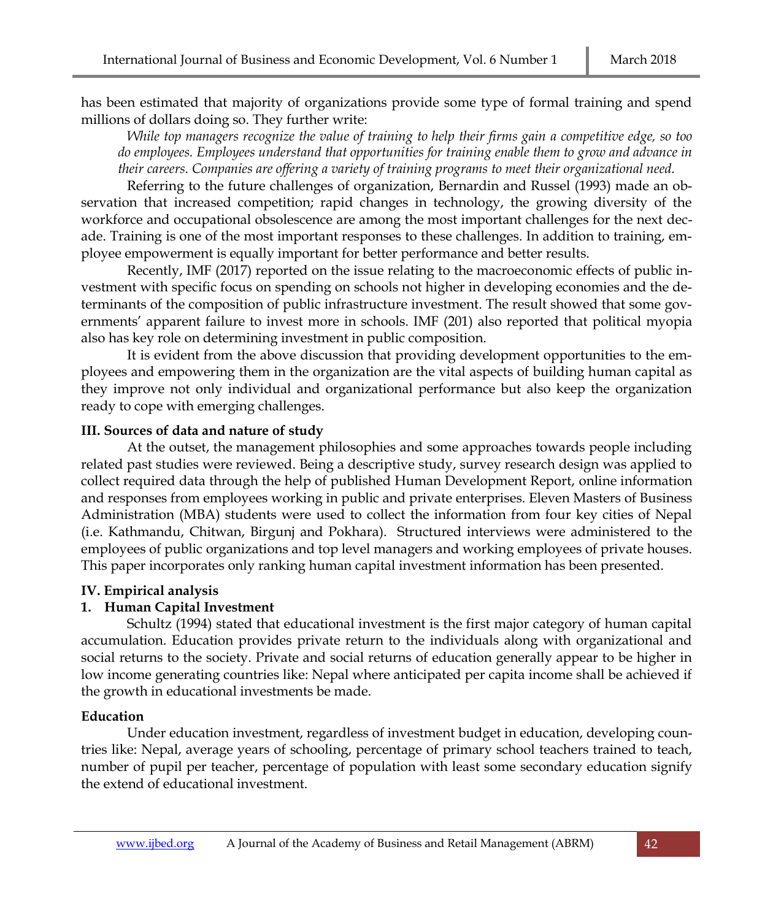has been estimated that majority of organizations provide some type of formal training and spend millions of dollars doing so. They further write:

*While top managers recognize the value of training to help their firms gain a competitive edge, so too do employees. Employees understand that opportunities for training enable them to grow and advance in their careers. Companies are offering a variety of training programs to meet their organizational need.*

Referring to the future challenges of organization, Bernardin and Russel (1993) made an observation that increased competition; rapid changes in technology, the growing diversity of the workforce and occupational obsolescence are among the most important challenges for the next decade. Training is one of the most important responses to these challenges. In addition to training, employee empowerment is equally important for better performance and better results.

Recently, IMF (2017) reported on the issue relating to the macroeconomic effects of public investment with specific focus on spending on schools not higher in developing economies and the determinants of the composition of public infrastructure investment. The result showed that some governments' apparent failure to invest more in schools. IMF (201) also reported that political myopia also has key role on determining investment in public composition.

It is evident from the above discussion that providing development opportunities to the employees and empowering them in the organization are the vital aspects of building human capital as they improve not only individual and organizational performance but also keep the organization ready to cope with emerging challenges.

## III. Sources of data and nature of study

At the outset, the management philosophies and some approaches towards people including related past studies were reviewed. Being a descriptive study, survey research design was applied to collect required data through the help of published Human Development Report, online information and responses from employees working in public and private enterprises. Eleven Masters of Business Administration (MBA) students were used to collect the information from four key cities of Nepal (i.e. Kathmandu, Chitwan, Birgunj and Pokhara). Structured interviews were administered to the employees of public organizations and top level managers and working employees of private houses. This paper incorporates only ranking human capital investment information has been presented.

## IV. Empirical analysis

### 1. Human Capital Investment

Schultz (1994) stated that educational investment is the first major category of human capital accumulation. Education provides private return to the individuals along with organizational and social returns to the society. Private and social returns of education generally appear to be higher in low income generating countries like: Nepal where anticipated per capita income shall be achieved if the growth in educational investments be made.

### Education

Under education investment, regardless of investment budget in education, developing countries like: Nepal, average years of schooling, percentage of primary school teachers trained to teach, number of pupil per teacher, percentage of population with least some secondary education signify the extend of educational investment.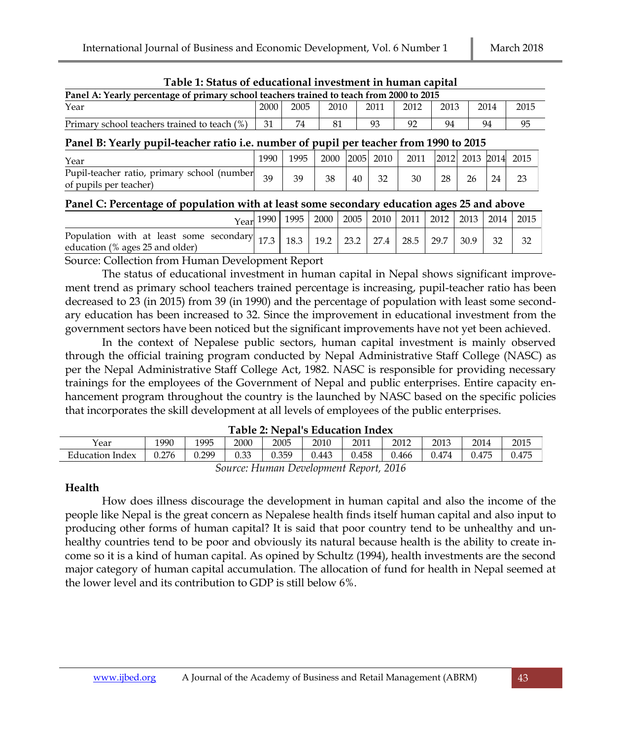**Table 1: Status of educational investment in human capital**

**Panel A: Yearly percentage of primary school teachers trained to teach from 2000 to 2015**

| Year | 2000 | 2005 | 2010 | 2011 | 2012 | 2013 | 2014 | 2015 |
|---|---|---|---|---|---|---|---|---|
| Primary school teachers trained to teach (%) | 31 | 74 | 81 | 93 | 92 | 94 | 94 | 95 |

**Panel B: Yearly pupil-teacher ratio i.e. number of pupil per teacher from 1990 to 2015**

| Year | 1990 | 1995 | 2000 | 2005 | 2010 | 2011 | 2012 | 2013 | 2014 | 2015 |
|---|---|---|---|---|---|---|---|---|---|---|
| Pupil-teacher ratio, primary school (number of pupils per teacher) | 39 | 39 | 38 | 40 | 32 | 30 | 28 | 26 | 24 | 23 |

**Panel C: Percentage of population with at least some secondary education ages 25 and above**

| Year | 1990 | 1995 | 2000 | 2005 | 2010 | 2011 | 2012 | 2013 | 2014 | 2015 |
|---|---|---|---|---|---|---|---|---|---|---|
| Population with at least some secondary education (% ages 25 and older) | 17.3 | 18.3 | 19.2 | 23.2 | 27.4 | 28.5 | 29.7 | 30.9 | 32 | 32 |

Source: Collection from Human Development Report

The status of educational investment in human capital in Nepal shows significant improvement trend as primary school teachers trained percentage is increasing, pupil-teacher ratio has been decreased to 23 (in 2015) from 39 (in 1990) and the percentage of population with least some secondary education has been increased to 32. Since the improvement in educational investment from the government sectors have been noticed but the significant improvements have not yet been achieved.

In the context of Nepalese public sectors, human capital investment is mainly observed through the official training program conducted by Nepal Administrative Staff College (NASC) as per the Nepal Administrative Staff College Act, 1982. NASC is responsible for providing necessary trainings for the employees of the Government of Nepal and public enterprises. Entire capacity enhancement program throughout the country is the launched by NASC based on the specific policies that incorporates the skill development at all levels of employees of the public enterprises.

**Table 2: Nepal's Education Index**

| Year | 1990 | 1995 | 2000 | 2005 | 2010 | 2011 | 2012 | 2013 | 2014 | 2015 |
|---|---|---|---|---|---|---|---|---|---|---|
| Education Index | 0.276 | 0.299 | 0.33 | 0.359 | 0.443 | 0.458 | 0.466 | 0.474 | 0.475 | 0.475 |

*Source: Human Development Report, 2016*

### Health

How does illness discourage the development in human capital and also the income of the people like Nepal is the great concern as Nepalese health finds itself human capital and also input to producing other forms of human capital? It is said that poor country tend to be unhealthy and unhealthy countries tend to be poor and obviously its natural because health is the ability to create income so it is a kind of human capital. As opined by Schultz (1994), health investments are the second major category of human capital accumulation. The allocation of fund for health in Nepal seemed at the lower level and its contribution to GDP is still below 6%.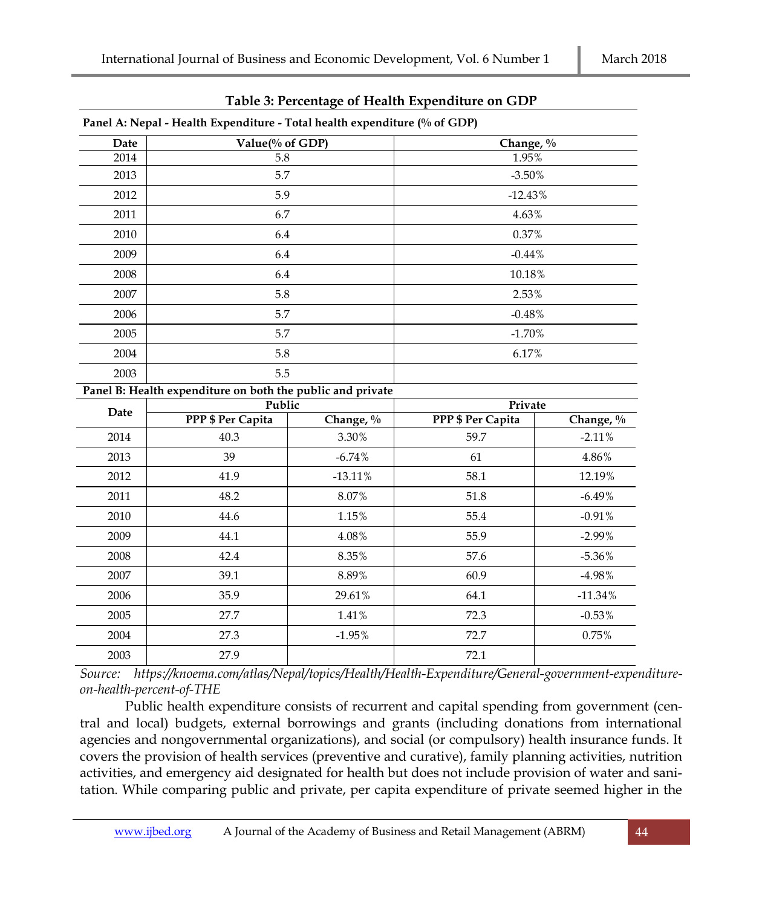**Table 3: Percentage of Health Expenditure on GDP**

**Panel A: Nepal - Health Expenditure - Total health expenditure (% of GDP)**

| Date | Value(% of GDP) | Change, % |
|---|---|---|
| 2014 | 5.8 | 1.95% |
| 2013 | 5.7 | -3.50% |
| 2012 | 5.9 | -12.43% |
| 2011 | 6.7 | 4.63% |
| 2010 | 6.4 | 0.37% |
| 2009 | 6.4 | -0.44% |
| 2008 | 6.4 | 10.18% |
| 2007 | 5.8 | 2.53% |
| 2006 | 5.7 | -0.48% |
| 2005 | 5.7 | -1.70% |
| 2004 | 5.8 | 6.17% |
| 2003 | 5.5 | |

**Panel B: Health expenditure on both the public and private**

| Date | Public | | Private | |
|---|---|---|---|---|
| | PPP $ Per Capita | Change, % | PPP $ Per Capita | Change, % |
| 2014 | 40.3 | 3.30% | 59.7 | -2.11% |
| 2013 | 39 | -6.74% | 61 | 4.86% |
| 2012 | 41.9 | -13.11% | 58.1 | 12.19% |
| 2011 | 48.2 | 8.07% | 51.8 | -6.49% |
| 2010 | 44.6 | 1.15% | 55.4 | -0.91% |
| 2009 | 44.1 | 4.08% | 55.9 | -2.99% |
| 2008 | 42.4 | 8.35% | 57.6 | -5.36% |
| 2007 | 39.1 | 8.89% | 60.9 | -4.98% |
| 2006 | 35.9 | 29.61% | 64.1 | -11.34% |
| 2005 | 27.7 | 1.41% | 72.3 | -0.53% |
| 2004 | 27.3 | -1.95% | 72.7 | 0.75% |
| 2003 | 27.9 | | 72.1 | |

*Source: https://knoema.com/atlas/Nepal/topics/Health/Health-Expenditure/General-government-expenditure-on-health-percent-of-THE*

Public health expenditure consists of recurrent and capital spending from government (central and local) budgets, external borrowings and grants (including donations from international agencies and nongovernmental organizations), and social (or compulsory) health insurance funds. It covers the provision of health services (preventive and curative), family planning activities, nutrition activities, and emergency aid designated for health but does not include provision of water and sanitation. While comparing public and private, per capita expenditure of private seemed higher in the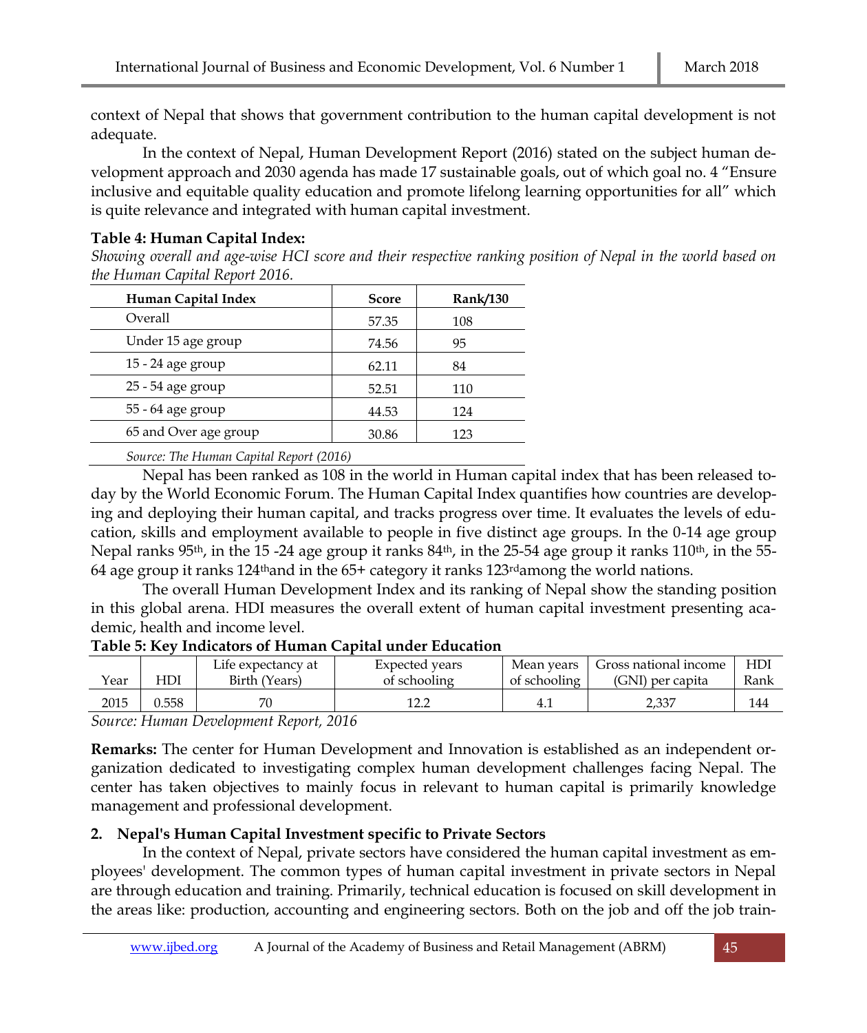context of Nepal that shows that government contribution to the human capital development is not adequate.

In the context of Nepal, Human Development Report (2016) stated on the subject human development approach and 2030 agenda has made 17 sustainable goals, out of which goal no. 4 "Ensure inclusive and equitable quality education and promote lifelong learning opportunities for all" which is quite relevance and integrated with human capital investment.

**Table 4: Human Capital Index:**

*Showing overall and age-wise HCI score and their respective ranking position of Nepal in the world based on the Human Capital Report 2016.*

| Human Capital Index | Score | Rank/130 |
|---|---|---|
| Overall | 57.35 | 108 |
| Under 15 age group | 74.56 | 95 |
| 15 - 24 age group | 62.11 | 84 |
| 25 - 54 age group | 52.51 | 110 |
| 55 - 64 age group | 44.53 | 124 |
| 65 and Over age group | 30.86 | 123 |

*Source: The Human Capital Report (2016)*

Nepal has been ranked as 108 in the world in Human capital index that has been released today by the World Economic Forum. The Human Capital Index quantifies how countries are developing and deploying their human capital, and tracks progress over time. It evaluates the levels of education, skills and employment available to people in five distinct age groups. In the 0-14 age group Nepal ranks 95th, in the 15 -24 age group it ranks 84th, in the 25-54 age group it ranks 110th, in the 55-64 age group it ranks 124thand in the 65+ category it ranks 123rdamong the world nations.

The overall Human Development Index and its ranking of Nepal show the standing position in this global arena. HDI measures the overall extent of human capital investment presenting academic, health and income level.

**Table 5: Key Indicators of Human Capital under Education**

| Year | HDI | Life expectancy at Birth (Years) | Expected years of schooling | Mean years of schooling | Gross national income (GNI) per capita | HDI Rank |
|---|---|---|---|---|---|---|
| 2015 | 0.558 | 70 | 12.2 | 4.1 | 2,337 | 144 |

*Source: Human Development Report, 2016*

**Remarks:** The center for Human Development and Innovation is established as an independent organization dedicated to investigating complex human development challenges facing Nepal. The center has taken objectives to mainly focus in relevant to human capital is primarily knowledge management and professional development.

## 2. Nepal's Human Capital Investment specific to Private Sectors

In the context of Nepal, private sectors have considered the human capital investment as employees' development. The common types of human capital investment in private sectors in Nepal are through education and training. Primarily, technical education is focused on skill development in the areas like: production, accounting and engineering sectors. Both on the job and off the job train-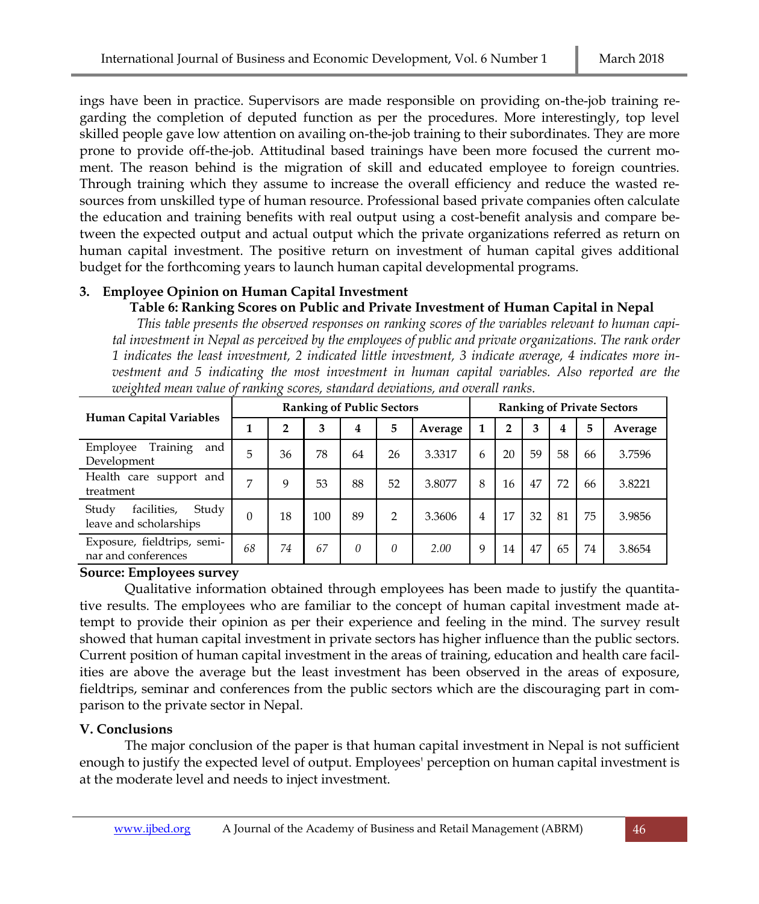ings have been in practice. Supervisors are made responsible on providing on-the-job training regarding the completion of deputed function as per the procedures. More interestingly, top level skilled people gave low attention on availing on-the-job training to their subordinates. They are more prone to provide off-the-job. Attitudinal based trainings have been more focused the current moment. The reason behind is the migration of skill and educated employee to foreign countries. Through training which they assume to increase the overall efficiency and reduce the wasted resources from unskilled type of human resource. Professional based private companies often calculate the education and training benefits with real output using a cost-benefit analysis and compare between the expected output and actual output which the private organizations referred as return on human capital investment. The positive return on investment of human capital gives additional budget for the forthcoming years to launch human capital developmental programs.

### 3. Employee Opinion on Human Capital Investment

**Table 6: Ranking Scores on Public and Private Investment of Human Capital in Nepal**

*This table presents the observed responses on ranking scores of the variables relevant to human capital investment in Nepal as perceived by the employees of public and private organizations. The rank order 1 indicates the least investment, 2 indicated little investment, 3 indicate average, 4 indicates more investment and 5 indicating the most investment in human capital variables. Also reported are the weighted mean value of ranking scores, standard deviations, and overall ranks.*

| Human Capital Variables | Ranking of Public Sectors | | | | | | Ranking of Private Sectors | | | | | |
|---|---|---|---|---|---|---|---|---|---|---|---|---|
| | 1 | 2 | 3 | 4 | 5 | Average | 1 | 2 | 3 | 4 | 5 | Average |
| Employee Training and Development | 5 | 36 | 78 | 64 | 26 | 3.3317 | 6 | 20 | 59 | 58 | 66 | 3.7596 |
| Health care support and treatment | 7 | 9 | 53 | 88 | 52 | 3.8077 | 8 | 16 | 47 | 72 | 66 | 3.8221 |
| Study facilities, Study leave and scholarships | 0 | 18 | 100 | 89 | 2 | 3.3606 | 4 | 17 | 32 | 81 | 75 | 3.9856 |
| Exposure, fieldtrips, seminar and conferences | *68* | *74* | *67* | *0* | *0* | *2.00* | 9 | 14 | 47 | 65 | 74 | 3.8654 |

**Source: Employees survey**

Qualitative information obtained through employees has been made to justify the quantitative results. The employees who are familiar to the concept of human capital investment made attempt to provide their opinion as per their experience and feeling in the mind. The survey result showed that human capital investment in private sectors has higher influence than the public sectors. Current position of human capital investment in the areas of training, education and health care facilities are above the average but the least investment has been observed in the areas of exposure, fieldtrips, seminar and conferences from the public sectors which are the discouraging part in comparison to the private sector in Nepal.

## V. Conclusions

The major conclusion of the paper is that human capital investment in Nepal is not sufficient enough to justify the expected level of output. Employees' perception on human capital investment is at the moderate level and needs to inject investment.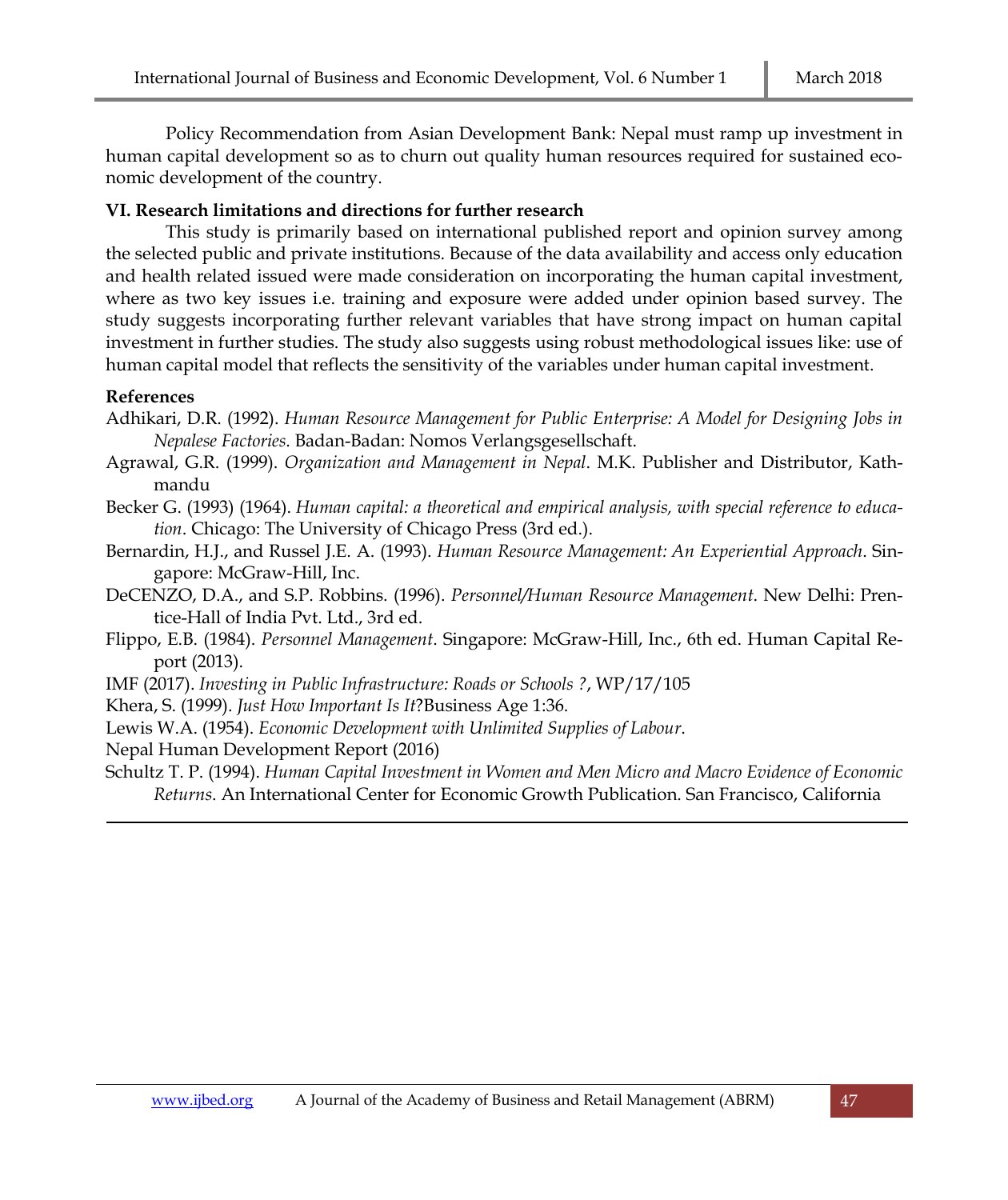Policy Recommendation from Asian Development Bank: Nepal must ramp up investment in human capital development so as to churn out quality human resources required for sustained economic development of the country.

**VI. Research limitations and directions for further research**

This study is primarily based on international published report and opinion survey among the selected public and private institutions. Because of the data availability and access only education and health related issued were made consideration on incorporating the human capital investment, where as two key issues i.e. training and exposure were added under opinion based survey. The study suggests incorporating further relevant variables that have strong impact on human capital investment in further studies. The study also suggests using robust methodological issues like: use of human capital model that reflects the sensitivity of the variables under human capital investment.

**References**

Adhikari, D.R. (1992). *Human Resource Management for Public Enterprise: A Model for Designing Jobs in Nepalese Factories*. Badan-Badan: Nomos Verlangsgesellschaft.

Agrawal, G.R. (1999). *Organization and Management in Nepal*. M.K. Publisher and Distributor, Kathmandu

Becker G. (1993) (1964). *Human capital: a theoretical and empirical analysis, with special reference to education*. Chicago: The University of Chicago Press (3rd ed.).

Bernardin, H.J., and Russel J.E. A. (1993). *Human Resource Management: An Experiential Approach*. Singapore: McGraw-Hill, Inc.

DeCENZO, D.A., and S.P. Robbins. (1996). *Personnel/Human Resource Management*. New Delhi: Prentice-Hall of India Pvt. Ltd., 3rd ed.

Flippo, E.B. (1984). *Personnel Management*. Singapore: McGraw-Hill, Inc., 6th ed. Human Capital Report (2013).

IMF (2017). *Investing in Public Infrastructure: Roads or Schools ?*, WP/17/105

Khera, S. (1999). *Just How Important Is It*?Business Age 1:36.

Lewis W.A. (1954). *Economic Development with Unlimited Supplies of Labour*.

Nepal Human Development Report (2016)

Schultz T. P. (1994). *Human Capital Investment in Women and Men Micro and Macro Evidence of Economic Returns*. An International Center for Economic Growth Publication. San Francisco, California